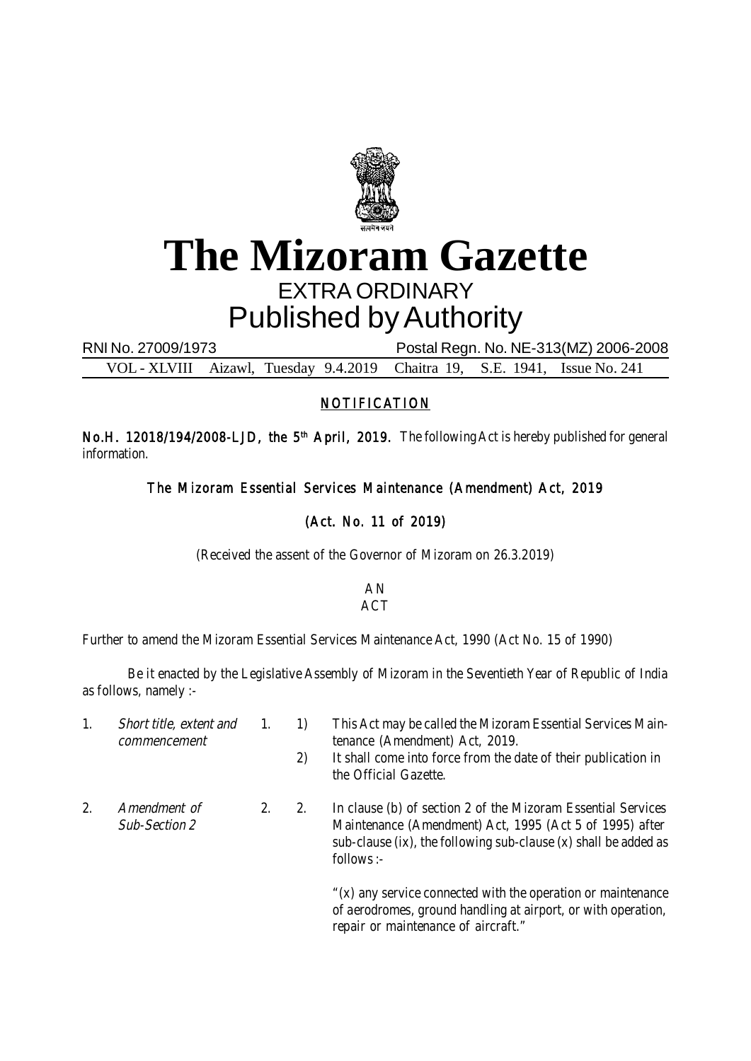# The Mizoram Gazette

## EXTRA ORDINARY

## Published by Authority

RNI No. 27009/1973 Postal Regn. No. NE-313(MZ) 2006-2008

VOL - XLVIII Aizawl, Tuesday 9.4.2019 Chaitra 19, S.E. 1941, Issue No. 241

### NOTIFICATION

**No.H. 12018/194/2008-LJD, the 5th April, 2019.** The following Act is hereby published for general information.

**The Mizoram Essential Services Maintenance (Amendment) Act, 2019**

**(Act. No. 11 of 2019)**

(Received the assent of the Governor of Mizoram on 26.3.2019)

AN

ACT

Further to amend the Mizoram Essential Services Maintenance Act, 1990 (Act No. 15 of 1990)

Be it enacted by the Legislative Assembly of Mizoram in the Seventieth Year of Republic of India as follows, namely :-

1. *Short title, extent and commencement*

1. 1) This Act may be called the Mizoram Essential Services Maintenance (Amendment) Act, 2019.

   2) It shall come into force from the date of their publication in the Official Gazette.

2. *Amendment of Sub-Section 2*

2. 2. In clause (b) of section 2 of the Mizoram Essential Services Maintenance (Amendment) Act, 1995 (Act 5 of 1995) after sub-clause (ix), the following sub-clause (x) shall be added as follows :-

   "(x) any service connected with the operation or maintenance of aerodromes, ground handling at airport, or with operation, repair or maintenance of aircraft."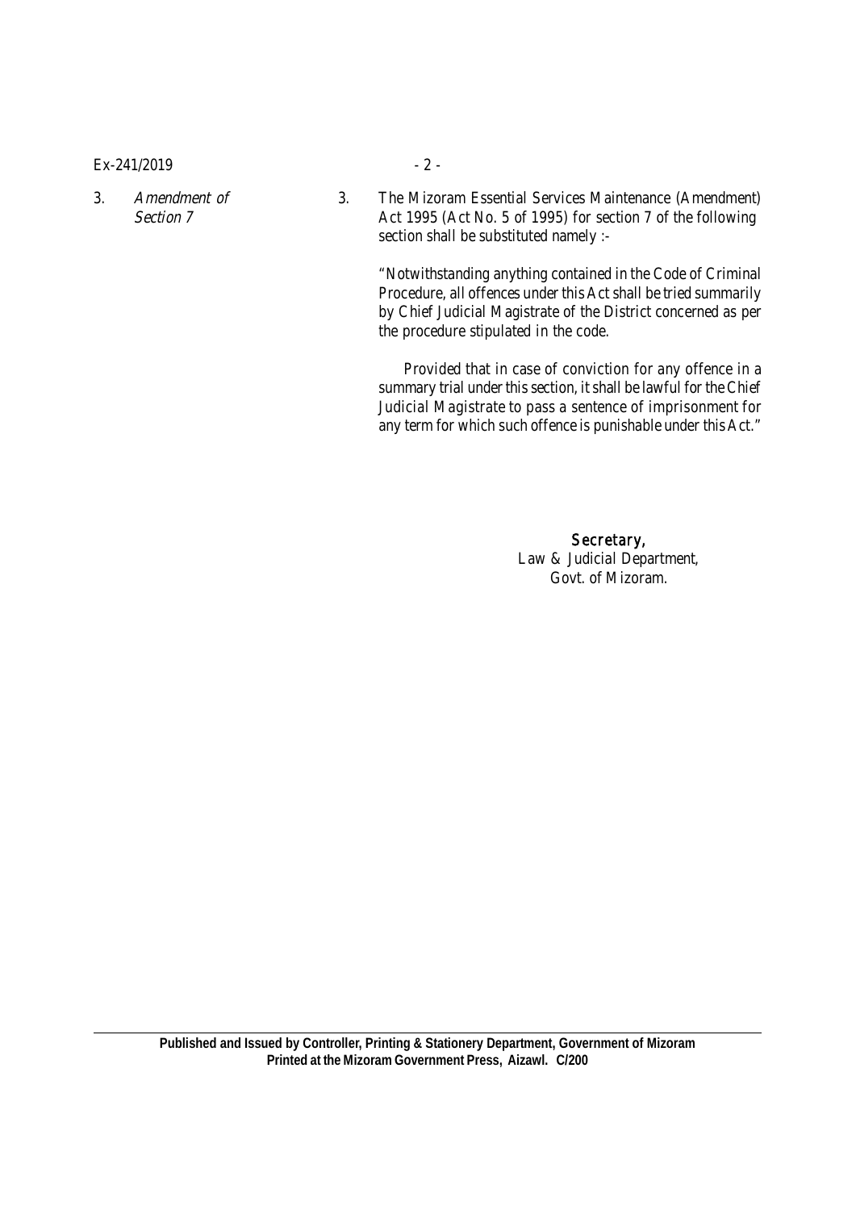3. *Amendment of Section 7*

3. The Mizoram Essential Services Maintenance (Amendment) Act 1995 (Act No. 5 of 1995) for section 7 of the following section shall be substituted namely :-

"Notwithstanding anything contained in the Code of Criminal Procedure, all offences under this Act shall be tried summarily by Chief Judicial Magistrate of the District concerned as per the procedure stipulated in the code.

Provided that in case of conviction for any offence in a summary trial under this section, it shall be lawful for the Chief Judicial Magistrate to pass a sentence of imprisonment for any term for which such offence is punishable under this Act."

Secretary,
Law & Judicial Department,
Govt. of Mizoram.

**Published and Issued by Controller, Printing & Stationery Department, Government of Mizoram**
**Printed at the Mizoram Government Press, Aizawl. C/200**